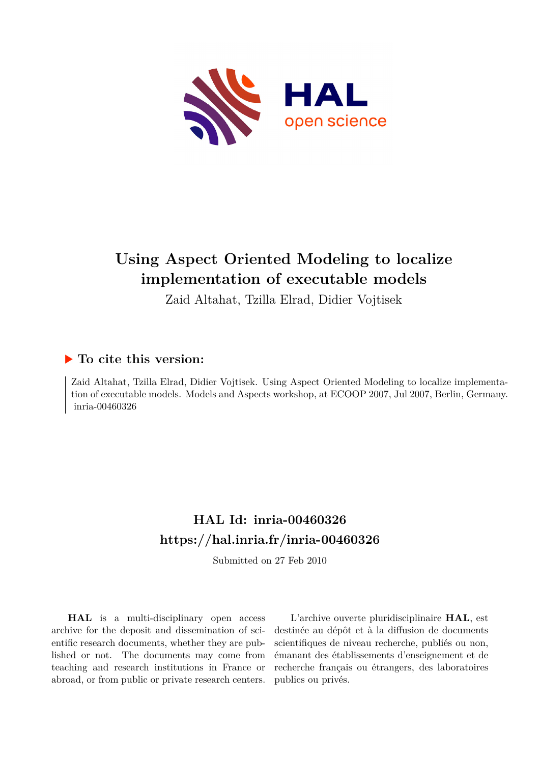# Using Aspect Oriented Modeling to localize implementation of executable models

Zaid Altahat, Tzilla Elrad, Didier Vojtisek

## To cite this version:

Zaid Altahat, Tzilla Elrad, Didier Vojtisek. Using Aspect Oriented Modeling to localize implementation of executable models. Models and Aspects workshop, at ECOOP 2007, Jul 2007, Berlin, Germany. inria-00460326

## HAL Id: inria-00460326
## https://hal.inria.fr/inria-00460326

Submitted on 27 Feb 2010

**HAL** is a multi-disciplinary open access archive for the deposit and dissemination of scientific research documents, whether they are published or not. The documents may come from teaching and research institutions in France or abroad, or from public or private research centers.

L'archive ouverte pluridisciplinaire **HAL**, est destinée au dépôt et à la diffusion de documents scientifiques de niveau recherche, publiés ou non, émanant des établissements d'enseignement et de recherche français ou étrangers, des laboratoires publics ou privés.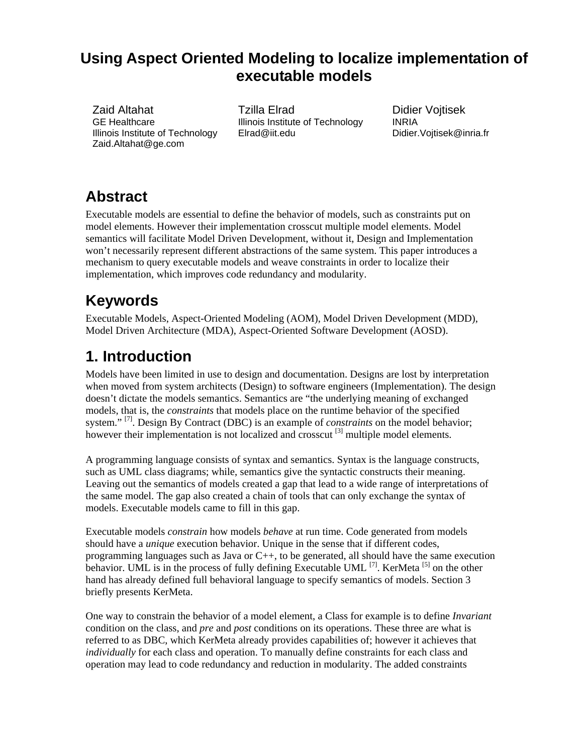# Using Aspect Oriented Modeling to localize implementation of executable models

Zaid Altahat
GE Healthcare
Illinois Institute of Technology
Zaid.Altahat@ge.com

Tzilla Elrad
Illinois Institute of Technology
Elrad@iit.edu

Didier Vojtisek
INRIA
Didier.Vojtisek@inria.fr

## Abstract

Executable models are essential to define the behavior of models, such as constraints put on model elements. However their implementation crosscut multiple model elements. Model semantics will facilitate Model Driven Development, without it, Design and Implementation won't necessarily represent different abstractions of the same system. This paper introduces a mechanism to query executable models and weave constraints in order to localize their implementation, which improves code redundancy and modularity.

## Keywords

Executable Models, Aspect-Oriented Modeling (AOM), Model Driven Development (MDD), Model Driven Architecture (MDA), Aspect-Oriented Software Development (AOSD).

## 1. Introduction

Models have been limited in use to design and documentation. Designs are lost by interpretation when moved from system architects (Design) to software engineers (Implementation). The design doesn't dictate the models semantics. Semantics are "the underlying meaning of exchanged models, that is, the *constraints* that models place on the runtime behavior of the specified system." [7]. Design By Contract (DBC) is an example of *constraints* on the model behavior; however their implementation is not localized and crosscut [3] multiple model elements.

A programming language consists of syntax and semantics. Syntax is the language constructs, such as UML class diagrams; while, semantics give the syntactic constructs their meaning. Leaving out the semantics of models created a gap that lead to a wide range of interpretations of the same model. The gap also created a chain of tools that can only exchange the syntax of models. Executable models came to fill in this gap.

Executable models *constrain* how models *behave* at run time. Code generated from models should have a *unique* execution behavior. Unique in the sense that if different codes, programming languages such as Java or C++, to be generated, all should have the same execution behavior. UML is in the process of fully defining Executable UML [7]. KerMeta [5] on the other hand has already defined full behavioral language to specify semantics of models. Section 3 briefly presents KerMeta.

One way to constrain the behavior of a model element, a Class for example is to define *Invariant* condition on the class, and *pre* and *post* conditions on its operations. These three are what is referred to as DBC, which KerMeta already provides capabilities of; however it achieves that *individually* for each class and operation. To manually define constraints for each class and operation may lead to code redundancy and reduction in modularity. The added constraints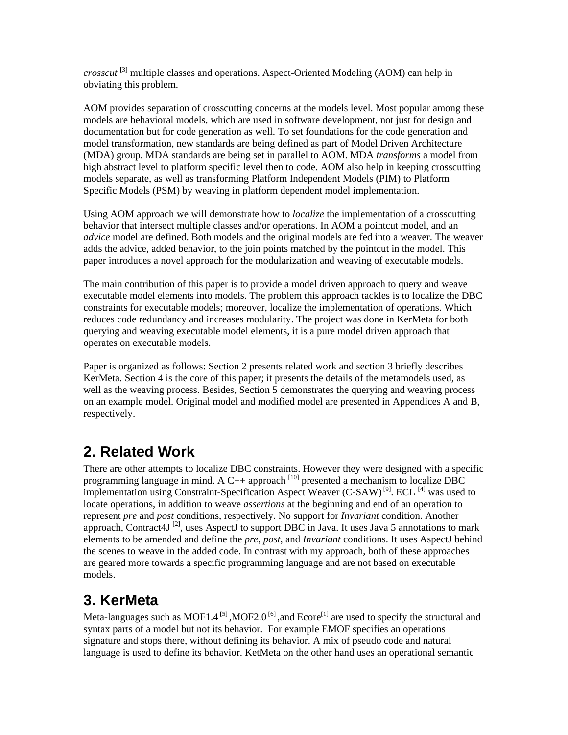*crosscut* [3] multiple classes and operations. Aspect-Oriented Modeling (AOM) can help in obviating this problem.

AOM provides separation of crosscutting concerns at the models level. Most popular among these models are behavioral models, which are used in software development, not just for design and documentation but for code generation as well. To set foundations for the code generation and model transformation, new standards are being defined as part of Model Driven Architecture (MDA) group. MDA standards are being set in parallel to AOM. MDA *transforms* a model from high abstract level to platform specific level then to code. AOM also help in keeping crosscutting models separate, as well as transforming Platform Independent Models (PIM) to Platform Specific Models (PSM) by weaving in platform dependent model implementation.

Using AOM approach we will demonstrate how to *localize* the implementation of a crosscutting behavior that intersect multiple classes and/or operations. In AOM a pointcut model, and an *advice* model are defined. Both models and the original models are fed into a weaver. The weaver adds the advice, added behavior, to the join points matched by the pointcut in the model. This paper introduces a novel approach for the modularization and weaving of executable models.

The main contribution of this paper is to provide a model driven approach to query and weave executable model elements into models. The problem this approach tackles is to localize the DBC constraints for executable models; moreover, localize the implementation of operations. Which reduces code redundancy and increases modularity. The project was done in KerMeta for both querying and weaving executable model elements, it is a pure model driven approach that operates on executable models.

Paper is organized as follows: Section 2 presents related work and section 3 briefly describes KerMeta. Section 4 is the core of this paper; it presents the details of the metamodels used, as well as the weaving process. Besides, Section 5 demonstrates the querying and weaving process on an example model. Original model and modified model are presented in Appendices A and B, respectively.

## 2. Related Work

There are other attempts to localize DBC constraints. However they were designed with a specific programming language in mind. A C++ approach [10] presented a mechanism to localize DBC implementation using Constraint-Specification Aspect Weaver (C-SAW) [9]. ECL [4] was used to locate operations, in addition to weave *assertions* at the beginning and end of an operation to represent *pre* and *post* conditions, respectively. No support for *Invariant* condition. Another approach, Contract4J [2], uses AspectJ to support DBC in Java. It uses Java 5 annotations to mark elements to be amended and define the *pre*, *post*, and *Invariant* conditions. It uses AspectJ behind the scenes to weave in the added code. In contrast with my approach, both of these approaches are geared more towards a specific programming language and are not based on executable models.

## 3. KerMeta

Meta-languages such as MOF1.4 [5] ,MOF2.0 [6] ,and Ecore[1] are used to specify the structural and syntax parts of a model but not its behavior. For example EMOF specifies an operations signature and stops there, without defining its behavior. A mix of pseudo code and natural language is used to define its behavior. KetMeta on the other hand uses an operational semantic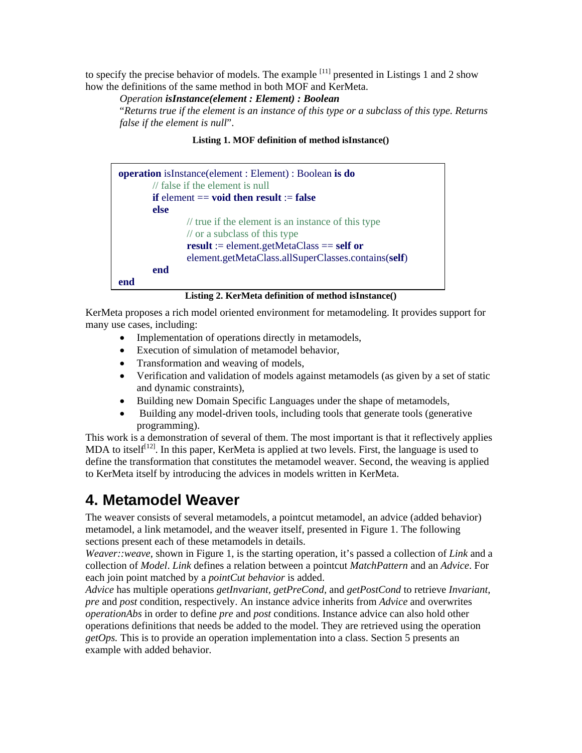to specify the precise behavior of models. The example [11] presented in Listings 1 and 2 show how the definitions of the same method in both MOF and KerMeta.

> *Operation* ***isInstance(element : Element) : Boolean***
> "*Returns true if the element is an instance of this type or a subclass of this type. Returns false if the element is null*".

**Listing 1. MOF definition of method isInstance()**

```
operation isInstance(element : Element) : Boolean is do
        // false if the element is null
        if element == void then result := false
        else
                // true if the element is an instance of this type
                // or a subclass of this type
                result := element.getMetaClass == self or
                element.getMetaClass.allSuperClasses.contains(self)
        end
end
```

**Listing 2. KerMeta definition of method isInstance()**

KerMeta proposes a rich model oriented environment for metamodeling. It provides support for many use cases, including:

- Implementation of operations directly in metamodels,
- Execution of simulation of metamodel behavior,
- Transformation and weaving of models,
- Verification and validation of models against metamodels (as given by a set of static and dynamic constraints),
- Building new Domain Specific Languages under the shape of metamodels,
- Building any model-driven tools, including tools that generate tools (generative programming).

This work is a demonstration of several of them. The most important is that it reflectively applies MDA to itself[12]. In this paper, KerMeta is applied at two levels. First, the language is used to define the transformation that constitutes the metamodel weaver. Second, the weaving is applied to KerMeta itself by introducing the advices in models written in KerMeta.

## 4. Metamodel Weaver

The weaver consists of several metamodels, a pointcut metamodel, an advice (added behavior) metamodel, a link metamodel, and the weaver itself, presented in Figure 1. The following sections present each of these metamodels in details.

*Weaver::weave*, shown in Figure 1, is the starting operation, it's passed a collection of *Link* and a collection of *Model*. *Link* defines a relation between a pointcut *MatchPattern* and an *Advice*. For each join point matched by a *pointCut behavior* is added.

*Advice* has multiple operations *getInvariant, getPreCond,* and *getPostCond* to retrieve *Invariant*, *pre* and *post* condition, respectively. An instance advice inherits from *Advice* and overwrites *operationAbs* in order to define *pre* and *post* conditions. Instance advice can also hold other operations definitions that needs be added to the model. They are retrieved using the operation *getOps.* This is to provide an operation implementation into a class. Section 5 presents an example with added behavior.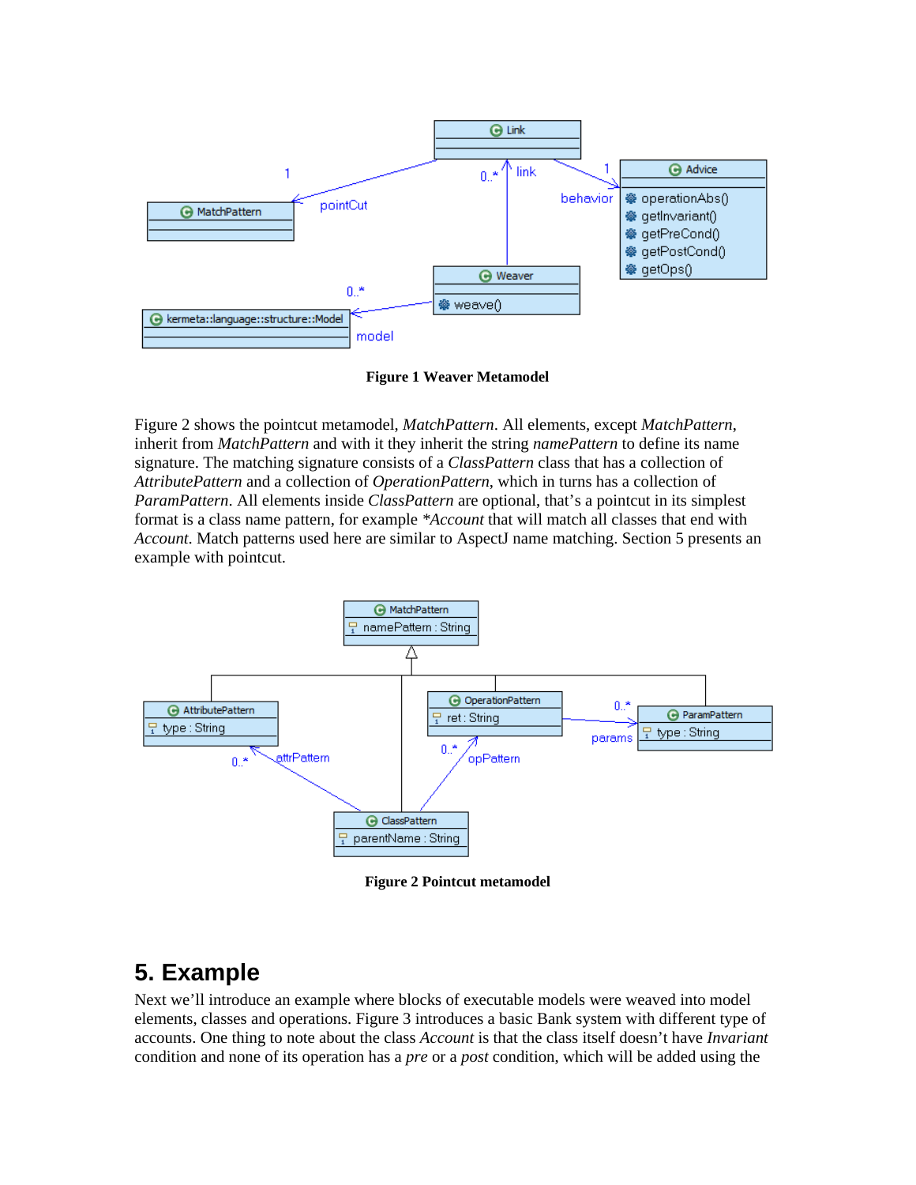**Figure 1 Weaver Metamodel**

Figure 2 shows the pointcut metamodel, *MatchPattern*. All elements, except *MatchPattern*, inherit from *MatchPattern* and with it they inherit the string *namePattern* to define its name signature. The matching signature consists of a *ClassPattern* class that has a collection of *AttributePattern* and a collection of *OperationPattern*, which in turns has a collection of *ParamPattern*. All elements inside *ClassPattern* are optional, that's a pointcut in its simplest format is a class name pattern, for example *\*Account* that will match all classes that end with *Account*. Match patterns used here are similar to AspectJ name matching. Section 5 presents an example with pointcut.

**Figure 2 Pointcut metamodel**

## 5. Example

Next we'll introduce an example where blocks of executable models were weaved into model elements, classes and operations. Figure 3 introduces a basic Bank system with different type of accounts. One thing to note about the class *Account* is that the class itself doesn't have *Invariant* condition and none of its operation has a *pre* or a *post* condition, which will be added using the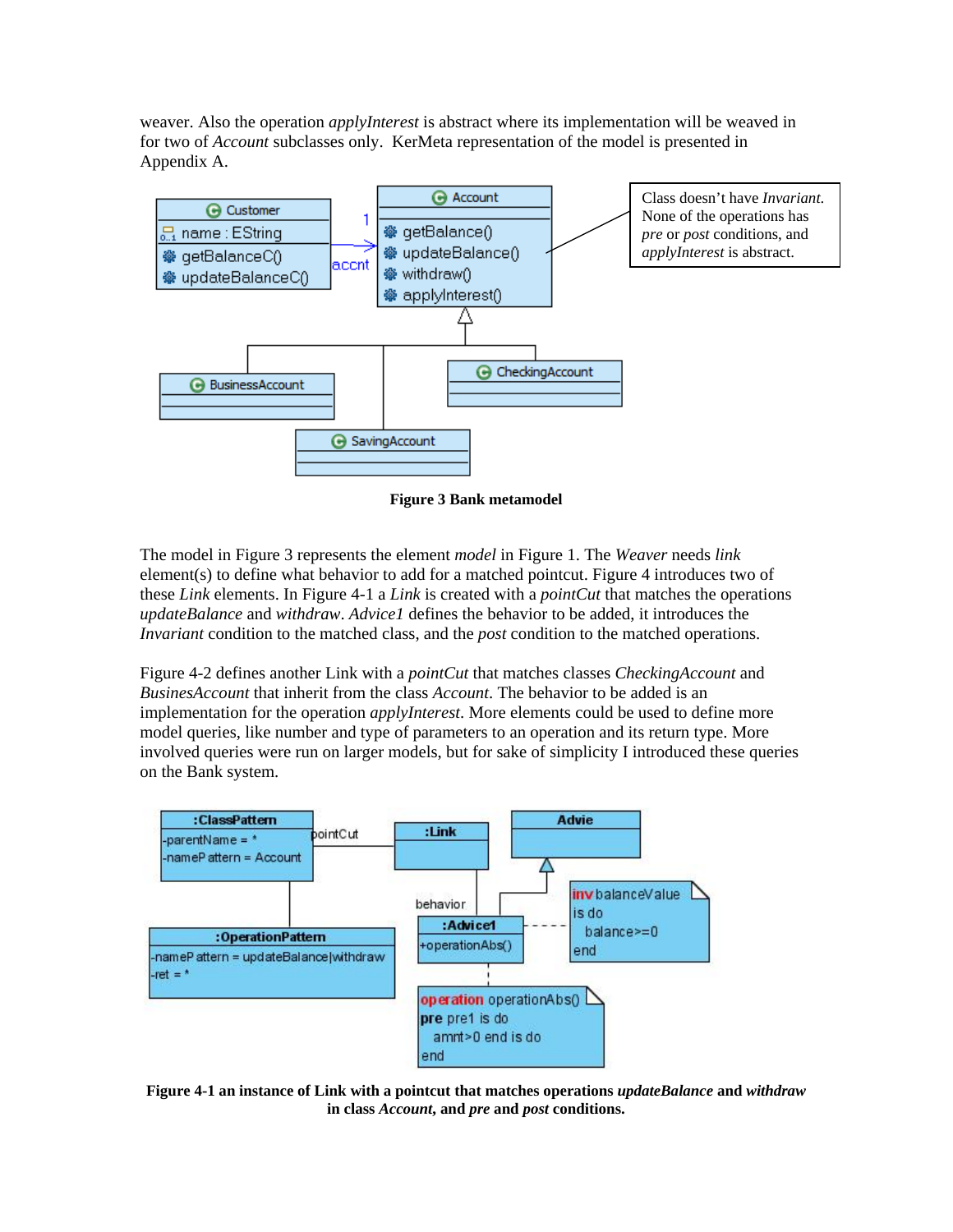weaver. Also the operation *applyInterest* is abstract where its implementation will be weaved in for two of *Account* subclasses only. KerMeta representation of the model is presented in Appendix A.

**Figure 3 Bank metamodel**

The model in Figure 3 represents the element *model* in Figure 1. The *Weaver* needs *link* element(s) to define what behavior to add for a matched pointcut. Figure 4 introduces two of these *Link* elements. In Figure 4-1 a *Link* is created with a *pointCut* that matches the operations *updateBalance* and *withdraw*. *Advice1* defines the behavior to be added, it introduces the *Invariant* condition to the matched class, and the *post* condition to the matched operations.

Figure 4-2 defines another Link with a *pointCut* that matches classes *CheckingAccount* and *BusinesAccount* that inherit from the class *Account*. The behavior to be added is an implementation for the operation *applyInterest*. More elements could be used to define more model queries, like number and type of parameters to an operation and its return type. More involved queries were run on larger models, but for sake of simplicity I introduced these queries on the Bank system.

**Figure 4-1 an instance of Link with a pointcut that matches operations *updateBalance* and *withdraw* in class *Account*, and *pre* and *post* conditions.**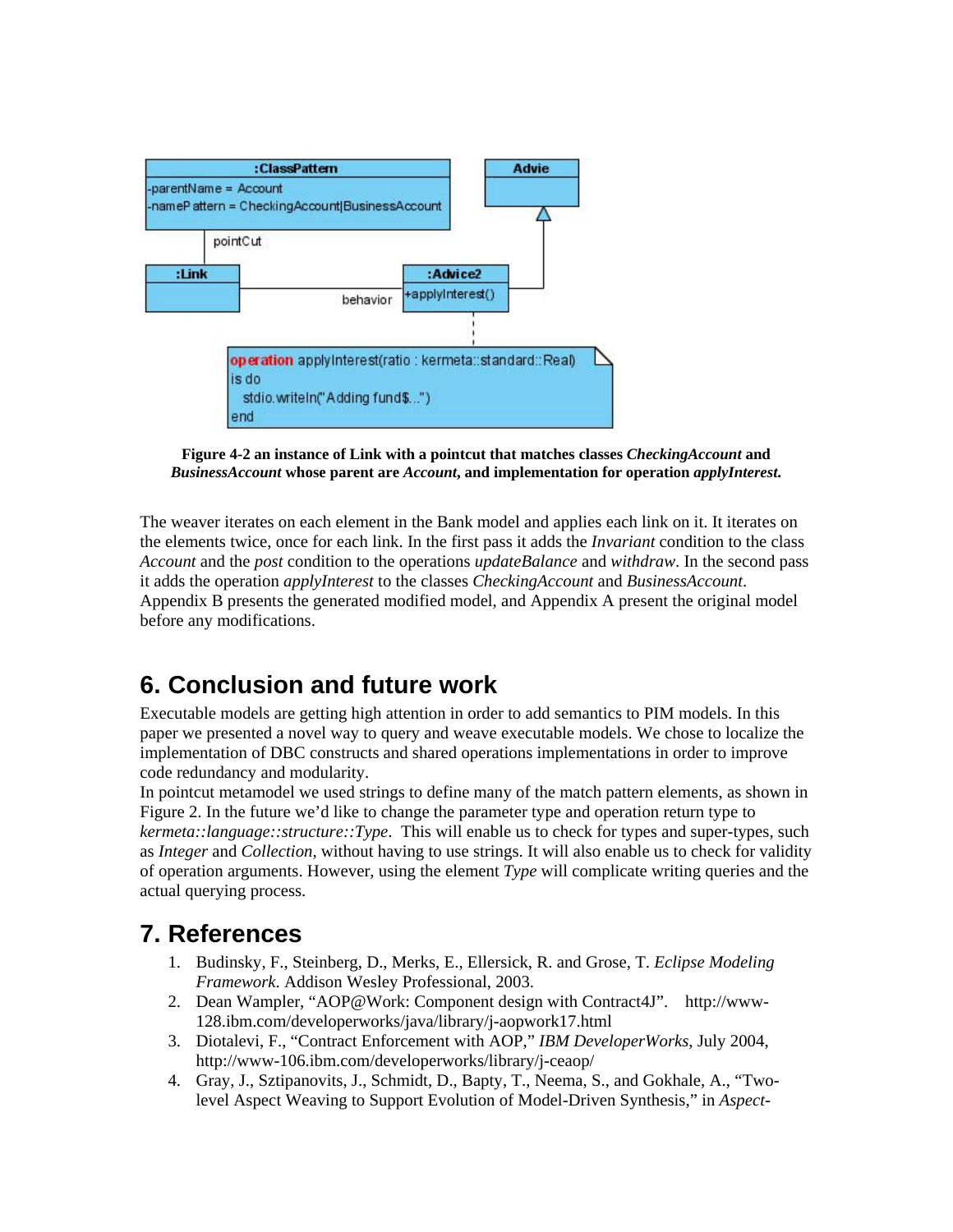**Figure 4-2 an instance of Link with a pointcut that matches classes *CheckingAccount* and *BusinessAccount* whose parent are *Account*, and implementation for operation *applyInterest*.**

The weaver iterates on each element in the Bank model and applies each link on it. It iterates on the elements twice, once for each link. In the first pass it adds the *Invariant* condition to the class *Account* and the *post* condition to the operations *updateBalance* and *withdraw*. In the second pass it adds the operation *applyInterest* to the classes *CheckingAccount* and *BusinessAccount*. Appendix B presents the generated modified model, and Appendix A present the original model before any modifications.

## 6. Conclusion and future work

Executable models are getting high attention in order to add semantics to PIM models. In this paper we presented a novel way to query and weave executable models. We chose to localize the implementation of DBC constructs and shared operations implementations in order to improve code redundancy and modularity.

In pointcut metamodel we used strings to define many of the match pattern elements, as shown in Figure 2. In the future we'd like to change the parameter type and operation return type to *kermeta::language::structure::Type*. This will enable us to check for types and super-types, such as *Integer* and *Collection*, without having to use strings. It will also enable us to check for validity of operation arguments. However, using the element *Type* will complicate writing queries and the actual querying process.

## 7. References

1. Budinsky, F., Steinberg, D., Merks, E., Ellersick, R. and Grose, T. *Eclipse Modeling Framework*. Addison Wesley Professional, 2003.
2. Dean Wampler, "AOP@Work: Component design with Contract4J". http://www-128.ibm.com/developerworks/java/library/j-aopwork17.html
3. Diotalevi, F., "Contract Enforcement with AOP," *IBM DeveloperWorks*, July 2004, http://www-106.ibm.com/developerworks/library/j-ceaop/
4. Gray, J., Sztipanovits, J., Schmidt, D., Bapty, T., Neema, S., and Gokhale, A., "Two-level Aspect Weaving to Support Evolution of Model-Driven Synthesis," in *Aspect-*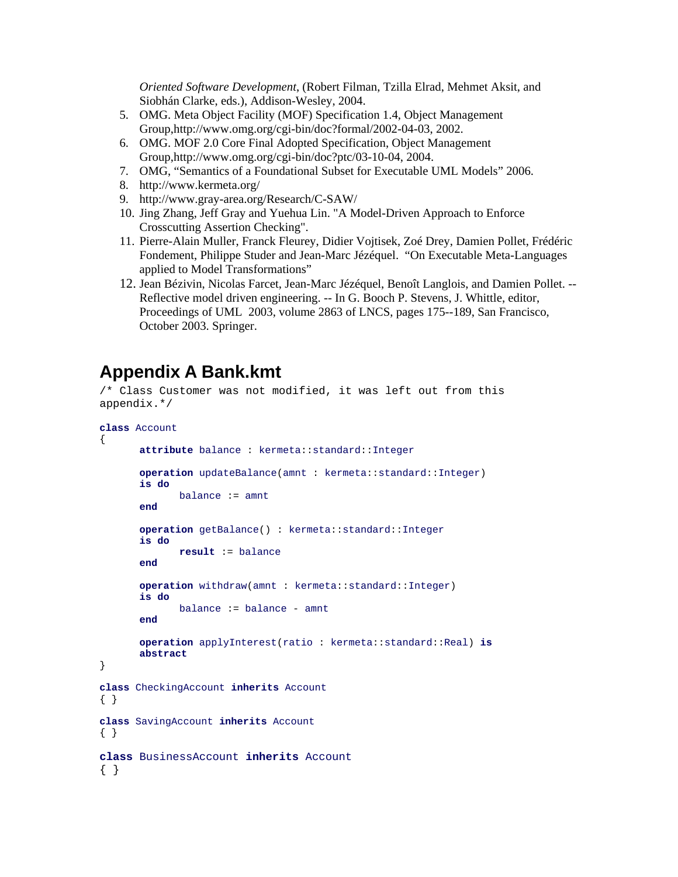*Oriented Software Development*, (Robert Filman, Tzilla Elrad, Mehmet Aksit, and Siobhán Clarke, eds.), Addison-Wesley, 2004.

5. OMG. Meta Object Facility (MOF) Specification 1.4, Object Management Group,http://www.omg.org/cgi-bin/doc?formal/2002-04-03, 2002.
6. OMG. MOF 2.0 Core Final Adopted Specification, Object Management Group,http://www.omg.org/cgi-bin/doc?ptc/03-10-04, 2004.
7. OMG, "Semantics of a Foundational Subset for Executable UML Models" 2006.
8. http://www.kermeta.org/
9. http://www.gray-area.org/Research/C-SAW/
10. Jing Zhang, Jeff Gray and Yuehua Lin. "A Model-Driven Approach to Enforce Crosscutting Assertion Checking".
11. Pierre-Alain Muller, Franck Fleurey, Didier Vojtisek, Zoé Drey, Damien Pollet, Frédéric Fondement, Philippe Studer and Jean-Marc Jézéquel. "On Executable Meta-Languages applied to Model Transformations"
12. Jean Bézivin, Nicolas Farcet, Jean-Marc Jézéquel, Benoît Langlois, and Damien Pollet. -- Reflective model driven engineering. -- In G. Booch P. Stevens, J. Whittle, editor, Proceedings of UML 2003, volume 2863 of LNCS, pages 175--189, San Francisco, October 2003. Springer.

## Appendix A Bank.kmt

```
/* Class Customer was not modified, it was left out from this
appendix.*/

class Account
{
      attribute balance : kermeta::standard::Integer

      operation updateBalance(amnt : kermeta::standard::Integer)
      is do
            balance := amnt
      end

      operation getBalance() : kermeta::standard::Integer
      is do
            result := balance
      end

      operation withdraw(amnt : kermeta::standard::Integer)
      is do
            balance := balance - amnt
      end

      operation applyInterest(ratio : kermeta::standard::Real) is
      abstract
}

class CheckingAccount inherits Account
{ }

class SavingAccount inherits Account
{ }

class BusinessAccount inherits Account
{ }
```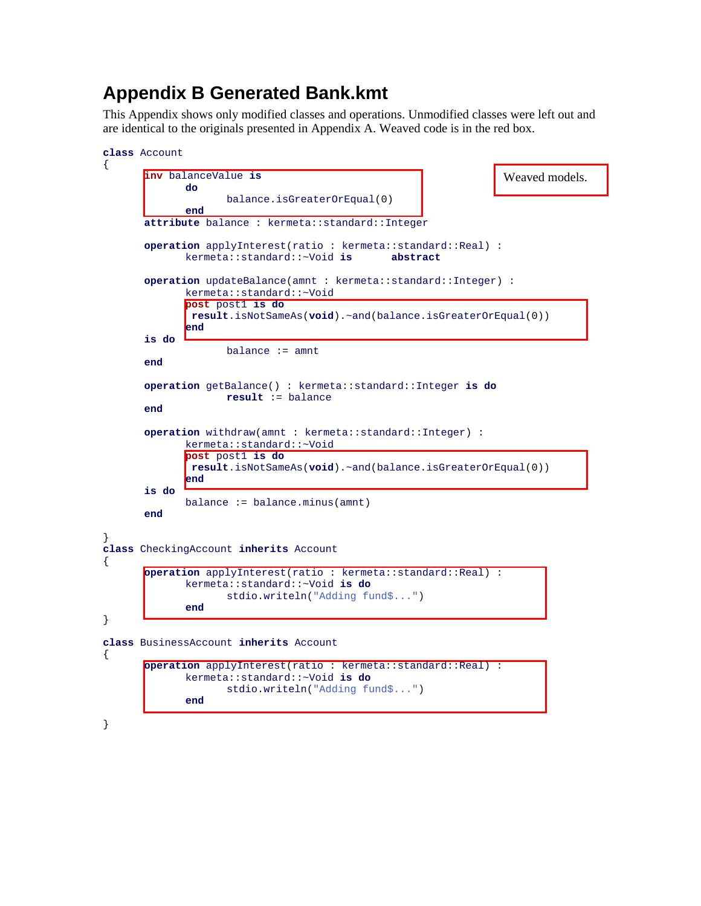# Appendix B Generated Bank.kmt

This Appendix shows only modified classes and operations. Unmodified classes were left out and are identical to the originals presented in Appendix A. Weaved code is in the red box.

Weaved models.

```
class Account
{
        inv balanceValue is
              do
                     balance.isGreaterOrEqual(0)
              end
        attribute balance : kermeta::standard::Integer

        operation applyInterest(ratio : kermeta::standard::Real) :
              kermeta::standard::~Void is      abstract

        operation updateBalance(amnt : kermeta::standard::Integer) :
              kermeta::standard::~Void
              post post1 is do
               result.isNotSameAs(void).~and(balance.isGreaterOrEqual(0))
              end
        is do
                     balance := amnt
        end

        operation getBalance() : kermeta::standard::Integer is do
                     result := balance
        end

        operation withdraw(amnt : kermeta::standard::Integer) :
              kermeta::standard::~Void
              post post1 is do
               result.isNotSameAs(void).~and(balance.isGreaterOrEqual(0))
              end
        is do
              balance := balance.minus(amnt)
        end

}
class CheckingAccount inherits Account
{
        operation applyInterest(ratio : kermeta::standard::Real) :
              kermeta::standard::~Void is do
                     stdio.writeln("Adding fund$...")
              end
}

class BusinessAccount inherits Account
{
        operation applyInterest(ratio : kermeta::standard::Real) :
              kermeta::standard::~Void is do
                     stdio.writeln("Adding fund$...")
              end

}
```